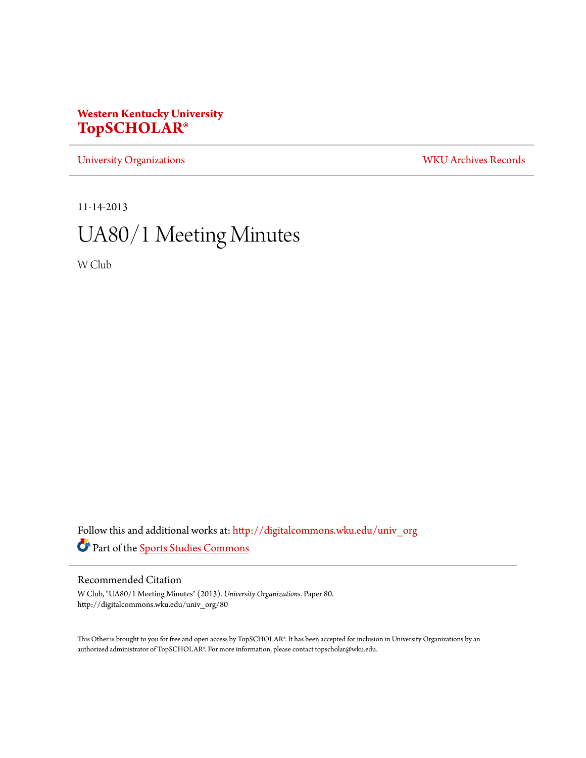**Western Kentucky University**
**TopSCHOLAR®**

University Organizations | WKU Archives Records

11-14-2013

# UA80/1 Meeting Minutes

W Club

Follow this and additional works at: http://digitalcommons.wku.edu/univ_org

Part of the Sports Studies Commons

## Recommended Citation

W Club, "UA80/1 Meeting Minutes" (2013). *University Organizations.* Paper 80.
http://digitalcommons.wku.edu/univ_org/80

This Other is brought to you for free and open access by TopSCHOLAR®. It has been accepted for inclusion in University Organizations by an authorized administrator of TopSCHOLAR®. For more information, please contact topscholar@wku.edu.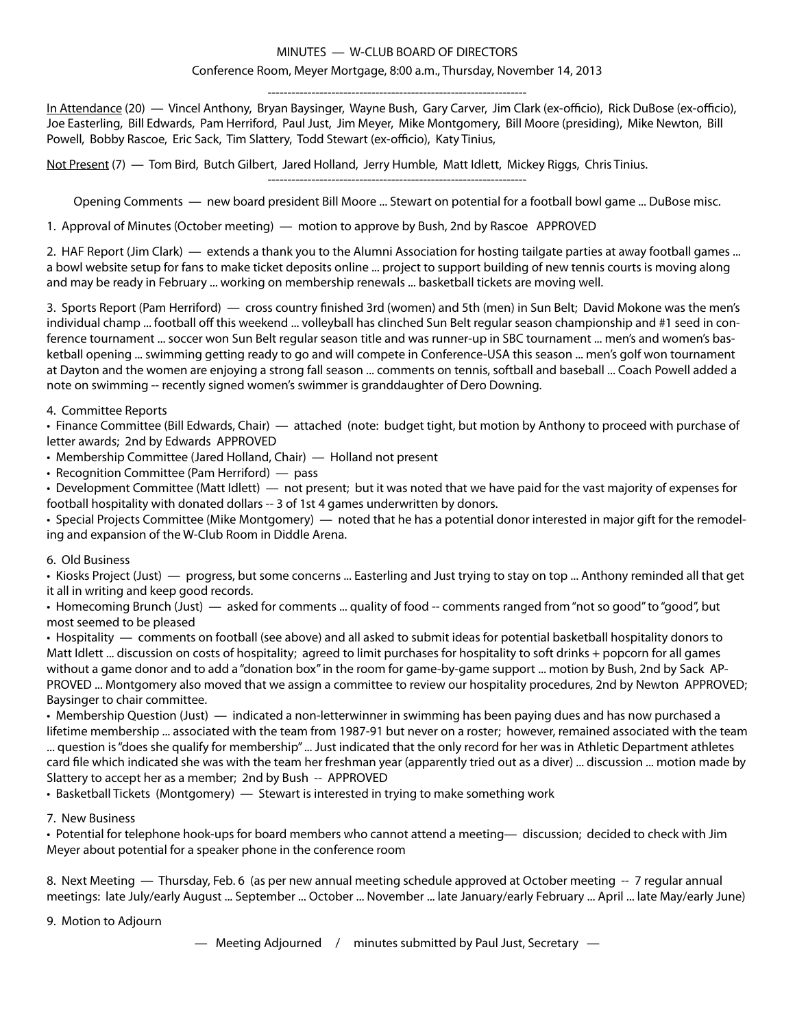MINUTES — W-CLUB BOARD OF DIRECTORS

Conference Room, Meyer Mortgage, 8:00 a.m., Thursday, November 14, 2013

------------------------------------------------------------------

In Attendance (20) — Vincel Anthony, Bryan Baysinger, Wayne Bush, Gary Carver, Jim Clark (ex-officio), Rick DuBose (ex-officio), Joe Easterling, Bill Edwards, Pam Herriford, Paul Just, Jim Meyer, Mike Montgomery, Bill Moore (presiding), Mike Newton, Bill Powell, Bobby Rascoe, Eric Sack, Tim Slattery, Todd Stewart (ex-officio), Katy Tinius,

Not Present (7) — Tom Bird, Butch Gilbert, Jared Holland, Jerry Humble, Matt Idlett, Mickey Riggs, Chris Tinius.

------------------------------------------------------------------

Opening Comments — new board president Bill Moore ... Stewart on potential for a football bowl game ... DuBose misc.

1. Approval of Minutes (October meeting) — motion to approve by Bush, 2nd by Rascoe APPROVED

2. HAF Report (Jim Clark) — extends a thank you to the Alumni Association for hosting tailgate parties at away football games ... a bowl website setup for fans to make ticket deposits online ... project to support building of new tennis courts is moving along and may be ready in February ... working on membership renewals ... basketball tickets are moving well.

3. Sports Report (Pam Herriford) — cross country finished 3rd (women) and 5th (men) in Sun Belt; David Mokone was the men's individual champ ... football off this weekend ... volleyball has clinched Sun Belt regular season championship and #1 seed in conference tournament ... soccer won Sun Belt regular season title and was runner-up in SBC tournament ... men's and women's basketball opening ... swimming getting ready to go and will compete in Conference-USA this season ... men's golf won tournament at Dayton and the women are enjoying a strong fall season ... comments on tennis, softball and baseball ... Coach Powell added a note on swimming -- recently signed women's swimmer is granddaughter of Dero Downing.

4. Committee Reports

- Finance Committee (Bill Edwards, Chair) — attached (note: budget tight, but motion by Anthony to proceed with purchase of letter awards; 2nd by Edwards APPROVED
- Membership Committee (Jared Holland, Chair) — Holland not present
- Recognition Committee (Pam Herriford) — pass
- Development Committee (Matt Idlett) — not present; but it was noted that we have paid for the vast majority of expenses for football hospitality with donated dollars -- 3 of 1st 4 games underwritten by donors.
- Special Projects Committee (Mike Montgomery) — noted that he has a potential donor interested in major gift for the remodeling and expansion of the W-Club Room in Diddle Arena.

6. Old Business

- Kiosks Project (Just) — progress, but some concerns ... Easterling and Just trying to stay on top ... Anthony reminded all that get it all in writing and keep good records.
- Homecoming Brunch (Just) — asked for comments ... quality of food -- comments ranged from "not so good" to "good", but most seemed to be pleased
- Hospitality — comments on football (see above) and all asked to submit ideas for potential basketball hospitality donors to Matt Idlett ... discussion on costs of hospitality; agreed to limit purchases for hospitality to soft drinks + popcorn for all games without a game donor and to add a "donation box" in the room for game-by-game support ... motion by Bush, 2nd by Sack APPROVED ... Montgomery also moved that we assign a committee to review our hospitality procedures, 2nd by Newton APPROVED; Baysinger to chair committee.
- Membership Question (Just) — indicated a non-letterwinner in swimming has been paying dues and has now purchased a lifetime membership ... associated with the team from 1987-91 but never on a roster; however, remained associated with the team ... question is "does she qualify for membership" ... Just indicated that the only record for her was in Athletic Department athletes card file which indicated she was with the team her freshman year (apparently tried out as a diver) ... discussion ... motion made by Slattery to accept her as a member; 2nd by Bush -- APPROVED
- Basketball Tickets (Montgomery) — Stewart is interested in trying to make something work

7. New Business

- Potential for telephone hook-ups for board members who cannot attend a meeting— discussion; decided to check with Jim Meyer about potential for a speaker phone in the conference room

8. Next Meeting — Thursday, Feb. 6 (as per new annual meeting schedule approved at October meeting -- 7 regular annual meetings: late July/early August ... September ... October ... November ... late January/early February ... April ... late May/early June)

9. Motion to Adjourn

— Meeting Adjourned / minutes submitted by Paul Just, Secretary —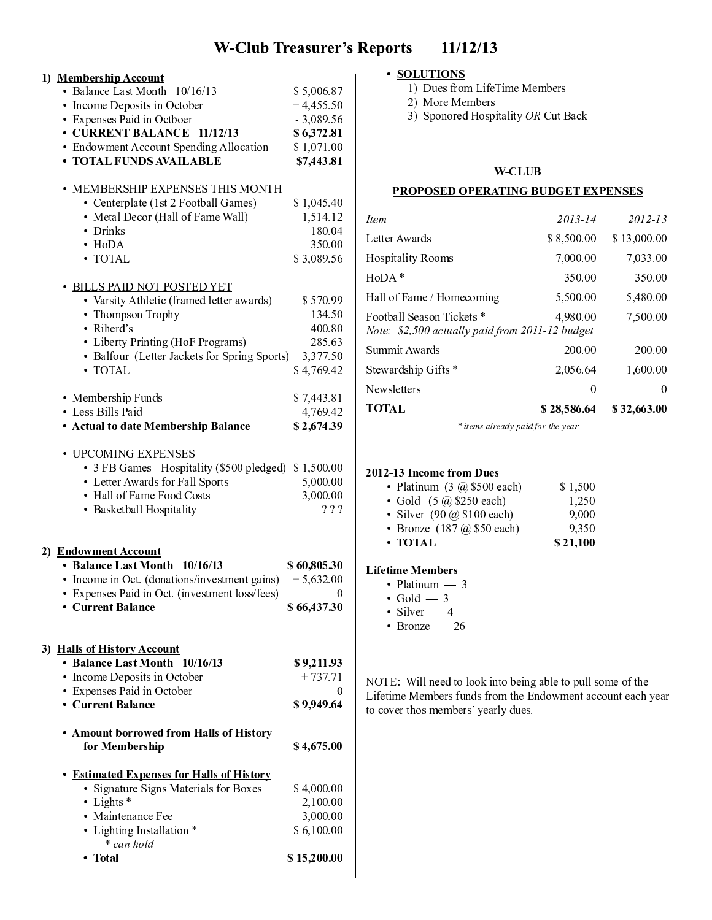# W-Club Treasurer's Reports 11/12/13

## 1) Membership Account

| | |
|---|---|
| • Balance Last Month 10/16/13 | $ 5,006.87 |
| • Income Deposits in October | + 4,455.50 |
| • Expenses Paid in Octboer | - 3,089.56 |
| • **CURRENT BALANCE 11/12/13** | **$ 6,372.81** |
| • Endowment Account Spending Allocation | $ 1,071.00 |
| • **TOTAL FUNDS AVAILABLE** | **$7,443.81** |

• MEMBERSHIP EXPENSES THIS MONTH

| | |
|---|---|
| • Centerplate (1st 2 Football Games) | $ 1,045.40 |
| • Metal Decor (Hall of Fame Wall) | 1,514.12 |
| • Drinks | 180.04 |
| • HoDA | 350.00 |
| • TOTAL | $ 3,089.56 |

• BILLS PAID NOT POSTED YET

| | |
|---|---|
| • Varsity Athletic (framed letter awards) | $ 570.99 |
| • Thompson Trophy | 134.50 |
| • Riherd's | 400.80 |
| • Liberty Printing (HoF Programs) | 285.63 |
| • Balfour (Letter Jackets for Spring Sports) | 3,377.50 |
| • TOTAL | $ 4,769.42 |

| | |
|---|---|
| • Membership Funds | $ 7,443.81 |
| • Less Bills Paid | - 4,769.42 |
| • **Actual to date Membership Balance** | **$ 2,674.39** |

• UPCOMING EXPENSES

| | |
|---|---|
| • 3 FB Games - Hospitality ($500 pledged) | $ 1,500.00 |
| • Letter Awards for Fall Sports | 5,000.00 |
| • Hall of Fame Food Costs | 3,000.00 |
| • Basketball Hospitality | ? ? ? |

## 2) Endowment Account

| | |
|---|---|
| • **Balance Last Month 10/16/13** | **$ 60,805.30** |
| • Income in Oct. (donations/investment gains) | + 5,632.00 |
| • Expenses Paid in Oct. (investment loss/fees) | 0 |
| • **Current Balance** | **$ 66,437.30** |

## 3) Halls of History Account

| | |
|---|---|
| • **Balance Last Month 10/16/13** | **$ 9,211.93** |
| • Income Deposits in October | + 737.71 |
| • Expenses Paid in October | 0 |
| • **Current Balance** | **$ 9,949.64** |
| • **Amount borrowed from Halls of History for Membership** | **$ 4,675.00** |

• **Estimated Expenses for Halls of History**

| | |
|---|---|
| • Signature Signs Materials for Boxes | $ 4,000.00 |
| • Lights * | 2,100.00 |
| • Maintenance Fee | 3,000.00 |
| • Lighting Installation * | $ 6,100.00 |
| *\* can hold* | |
| • **Total** | **$ 15,200.00** |

• **SOLUTIONS**

1) Dues from LifeTime Members
2) More Members
3) Sponored Hospitality *OR* Cut Back

## W-CLUB

## PROPOSED OPERATING BUDGET EXPENSES

| *Item* | *2013-14* | *2012-13* |
|---|---|---|
| Letter Awards | $ 8,500.00 | $ 13,000.00 |
| Hospitality Rooms | 7,000.00 | 7,033.00 |
| HoDA * | 350.00 | 350.00 |
| Hall of Fame / Homecoming | 5,500.00 | 5,480.00 |
| Football Season Tickets * <br> *Note: $2,500 actually paid from 2011-12 budget* | 4,980.00 | 7,500.00 |
| Summit Awards | 200.00 | 200.00 |
| Stewardship Gifts * | 2,056.64 | 1,600.00 |
| Newsletters | 0 | 0 |
| **TOTAL** | **$ 28,586.64** | **$ 32,663.00** |

*\* items already paid for the year*

**2012-13 Income from Dues**

| | |
|---|---|
| • Platinum (3 @ $500 each) | $ 1,500 |
| • Gold (5 @ $250 each) | 1,250 |
| • Silver (90 @ $100 each) | 9,000 |
| • Bronze (187 @ $50 each) | 9,350 |
| • **TOTAL** | **$ 21,100** |

**Lifetime Members**

- Platinum — 3
- Gold — 3
- Silver — 4
- Bronze — 26

NOTE: Will need to look into being able to pull some of the Lifetime Members funds from the Endowment account each year to cover thos members' yearly dues.